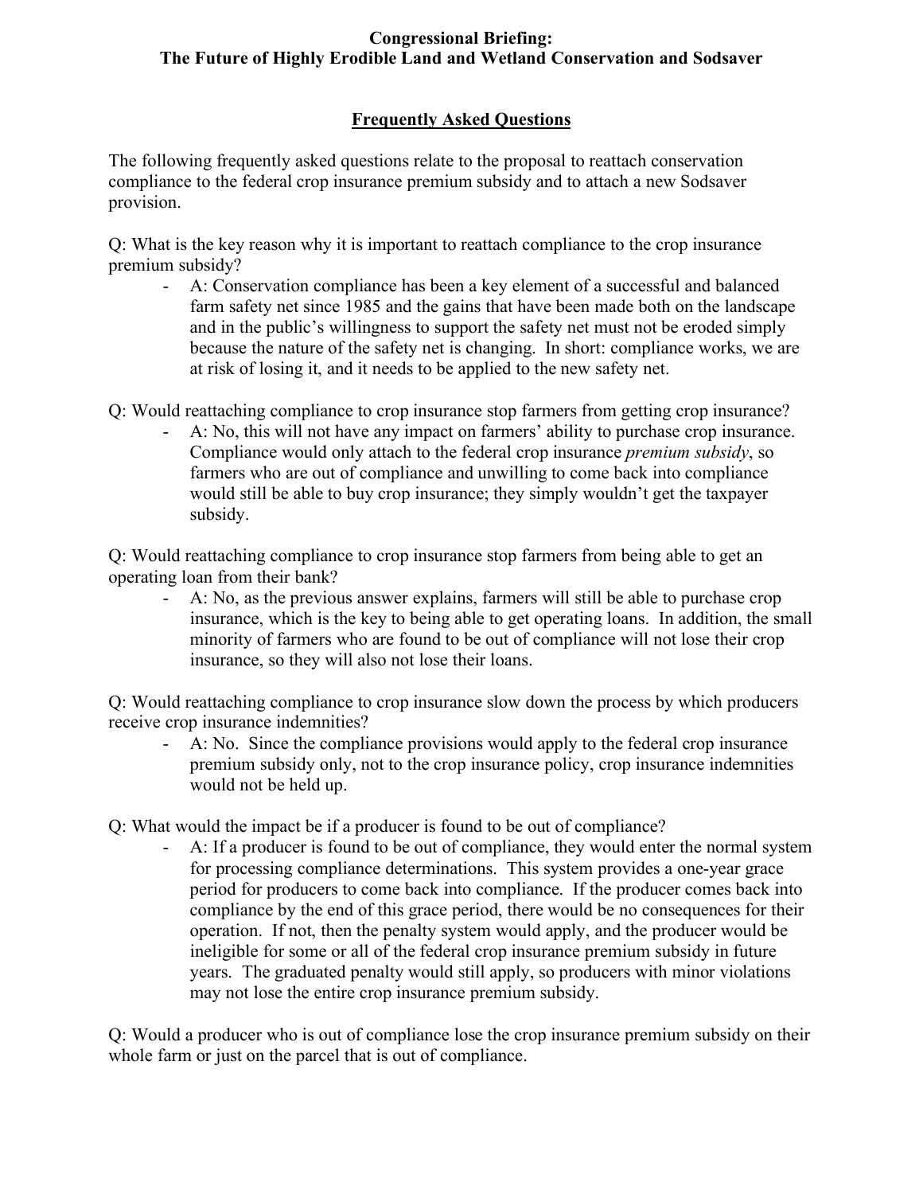# Congressional Briefing:
# The Future of Highly Erodible Land and Wetland Conservation and Sodsaver

## Frequently Asked Questions

The following frequently asked questions relate to the proposal to reattach conservation compliance to the federal crop insurance premium subsidy and to attach a new Sodsaver provision.

Q: What is the key reason why it is important to reattach compliance to the crop insurance premium subsidy?

- A: Conservation compliance has been a key element of a successful and balanced farm safety net since 1985 and the gains that have been made both on the landscape and in the public's willingness to support the safety net must not be eroded simply because the nature of the safety net is changing. In short: compliance works, we are at risk of losing it, and it needs to be applied to the new safety net.

Q: Would reattaching compliance to crop insurance stop farmers from getting crop insurance?

- A: No, this will not have any impact on farmers' ability to purchase crop insurance. Compliance would only attach to the federal crop insurance *premium subsidy*, so farmers who are out of compliance and unwilling to come back into compliance would still be able to buy crop insurance; they simply wouldn't get the taxpayer subsidy.

Q: Would reattaching compliance to crop insurance stop farmers from being able to get an operating loan from their bank?

- A: No, as the previous answer explains, farmers will still be able to purchase crop insurance, which is the key to being able to get operating loans. In addition, the small minority of farmers who are found to be out of compliance will not lose their crop insurance, so they will also not lose their loans.

Q: Would reattaching compliance to crop insurance slow down the process by which producers receive crop insurance indemnities?

- A: No. Since the compliance provisions would apply to the federal crop insurance premium subsidy only, not to the crop insurance policy, crop insurance indemnities would not be held up.

Q: What would the impact be if a producer is found to be out of compliance?

- A: If a producer is found to be out of compliance, they would enter the normal system for processing compliance determinations. This system provides a one-year grace period for producers to come back into compliance. If the producer comes back into compliance by the end of this grace period, there would be no consequences for their operation. If not, then the penalty system would apply, and the producer would be ineligible for some or all of the federal crop insurance premium subsidy in future years. The graduated penalty would still apply, so producers with minor violations may not lose the entire crop insurance premium subsidy.

Q: Would a producer who is out of compliance lose the crop insurance premium subsidy on their whole farm or just on the parcel that is out of compliance.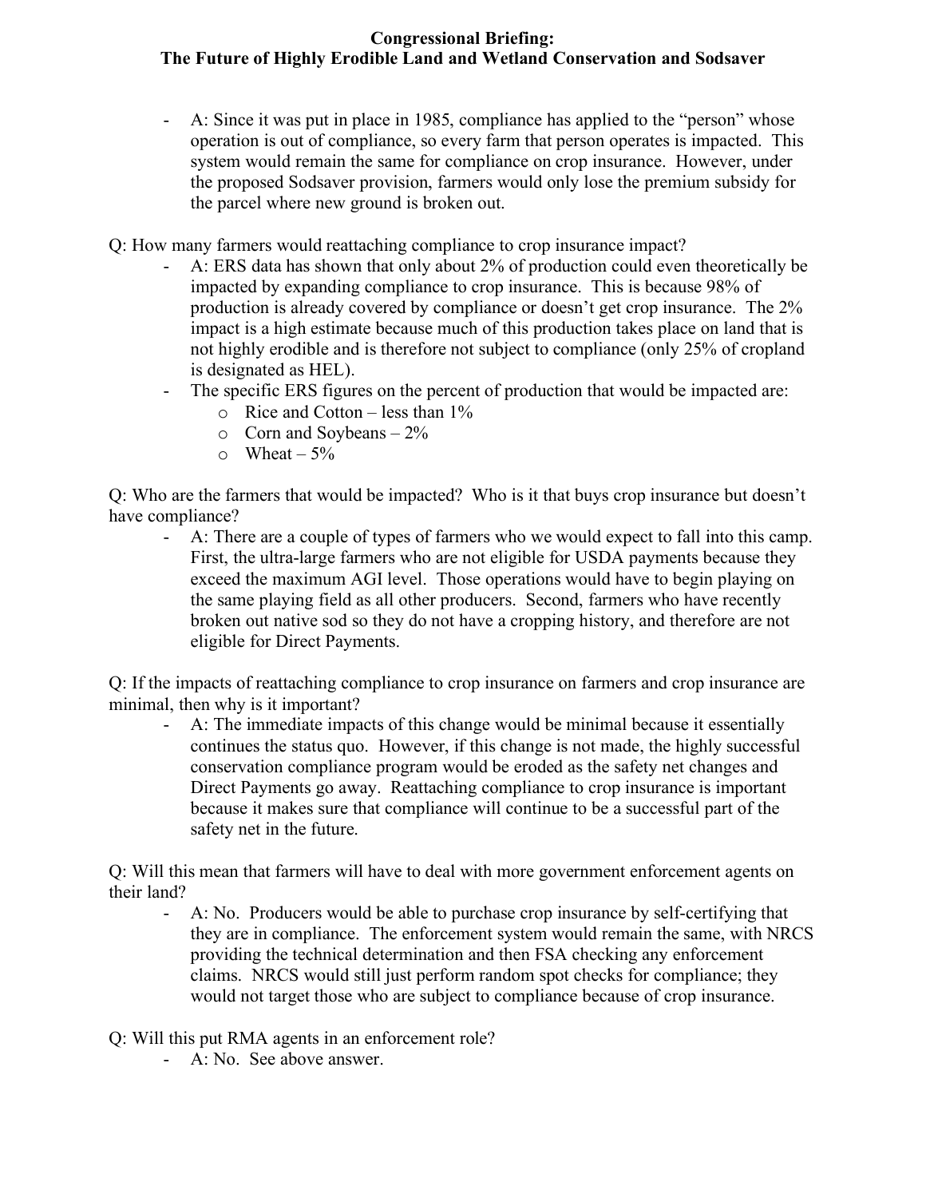- A: Since it was put in place in 1985, compliance has applied to the "person" whose operation is out of compliance, so every farm that person operates is impacted. This system would remain the same for compliance on crop insurance. However, under the proposed Sodsaver provision, farmers would only lose the premium subsidy for the parcel where new ground is broken out.

Q: How many farmers would reattaching compliance to crop insurance impact?

- A: ERS data has shown that only about 2% of production could even theoretically be impacted by expanding compliance to crop insurance. This is because 98% of production is already covered by compliance or doesn't get crop insurance. The 2% impact is a high estimate because much of this production takes place on land that is not highly erodible and is therefore not subject to compliance (only 25% of cropland is designated as HEL).
- The specific ERS figures on the percent of production that would be impacted are:
  - Rice and Cotton – less than 1%
  - Corn and Soybeans – 2%
  - Wheat – 5%

Q: Who are the farmers that would be impacted? Who is it that buys crop insurance but doesn't have compliance?

- A: There are a couple of types of farmers who we would expect to fall into this camp. First, the ultra-large farmers who are not eligible for USDA payments because they exceed the maximum AGI level. Those operations would have to begin playing on the same playing field as all other producers. Second, farmers who have recently broken out native sod so they do not have a cropping history, and therefore are not eligible for Direct Payments.

Q: If the impacts of reattaching compliance to crop insurance on farmers and crop insurance are minimal, then why is it important?

- A: The immediate impacts of this change would be minimal because it essentially continues the status quo. However, if this change is not made, the highly successful conservation compliance program would be eroded as the safety net changes and Direct Payments go away. Reattaching compliance to crop insurance is important because it makes sure that compliance will continue to be a successful part of the safety net in the future.

Q: Will this mean that farmers will have to deal with more government enforcement agents on their land?

- A: No. Producers would be able to purchase crop insurance by self-certifying that they are in compliance. The enforcement system would remain the same, with NRCS providing the technical determination and then FSA checking any enforcement claims. NRCS would still just perform random spot checks for compliance; they would not target those who are subject to compliance because of crop insurance.

Q: Will this put RMA agents in an enforcement role?

- A: No. See above answer.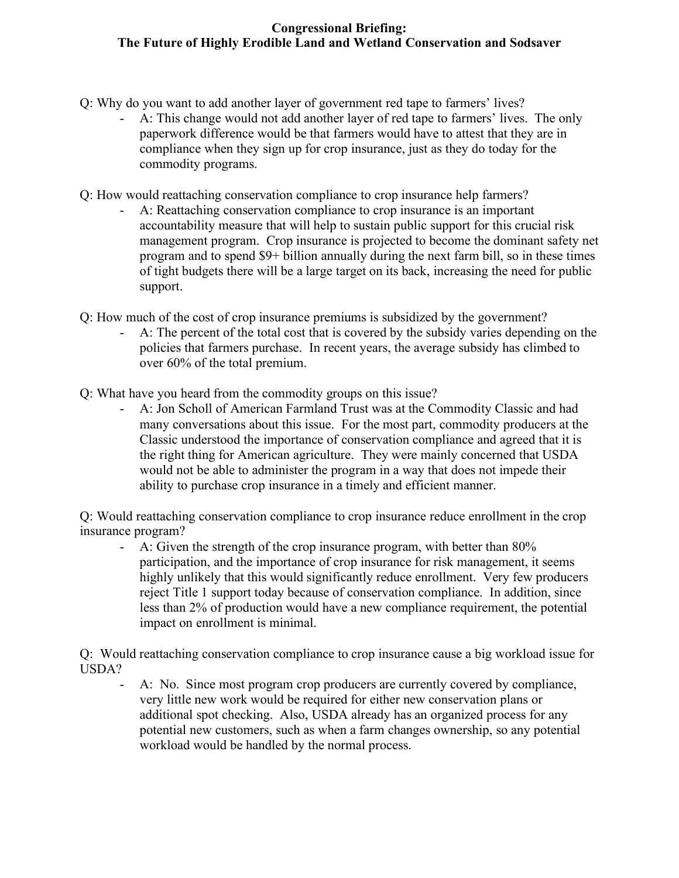**Congressional Briefing:**
**The Future of Highly Erodible Land and Wetland Conservation and Sodsaver**

Q: Why do you want to add another layer of government red tape to farmers' lives?

- A: This change would not add another layer of red tape to farmers' lives. The only paperwork difference would be that farmers would have to attest that they are in compliance when they sign up for crop insurance, just as they do today for the commodity programs.

Q: How would reattaching conservation compliance to crop insurance help farmers?

- A: Reattaching conservation compliance to crop insurance is an important accountability measure that will help to sustain public support for this crucial risk management program. Crop insurance is projected to become the dominant safety net program and to spend $9+ billion annually during the next farm bill, so in these times of tight budgets there will be a large target on its back, increasing the need for public support.

Q: How much of the cost of crop insurance premiums is subsidized by the government?

- A: The percent of the total cost that is covered by the subsidy varies depending on the policies that farmers purchase. In recent years, the average subsidy has climbed to over 60% of the total premium.

Q: What have you heard from the commodity groups on this issue?

- A: Jon Scholl of American Farmland Trust was at the Commodity Classic and had many conversations about this issue. For the most part, commodity producers at the Classic understood the importance of conservation compliance and agreed that it is the right thing for American agriculture. They were mainly concerned that USDA would not be able to administer the program in a way that does not impede their ability to purchase crop insurance in a timely and efficient manner.

Q: Would reattaching conservation compliance to crop insurance reduce enrollment in the crop insurance program?

- A: Given the strength of the crop insurance program, with better than 80% participation, and the importance of crop insurance for risk management, it seems highly unlikely that this would significantly reduce enrollment. Very few producers reject Title 1 support today because of conservation compliance. In addition, since less than 2% of production would have a new compliance requirement, the potential impact on enrollment is minimal.

Q: Would reattaching conservation compliance to crop insurance cause a big workload issue for USDA?

- A: No. Since most program crop producers are currently covered by compliance, very little new work would be required for either new conservation plans or additional spot checking. Also, USDA already has an organized process for any potential new customers, such as when a farm changes ownership, so any potential workload would be handled by the normal process.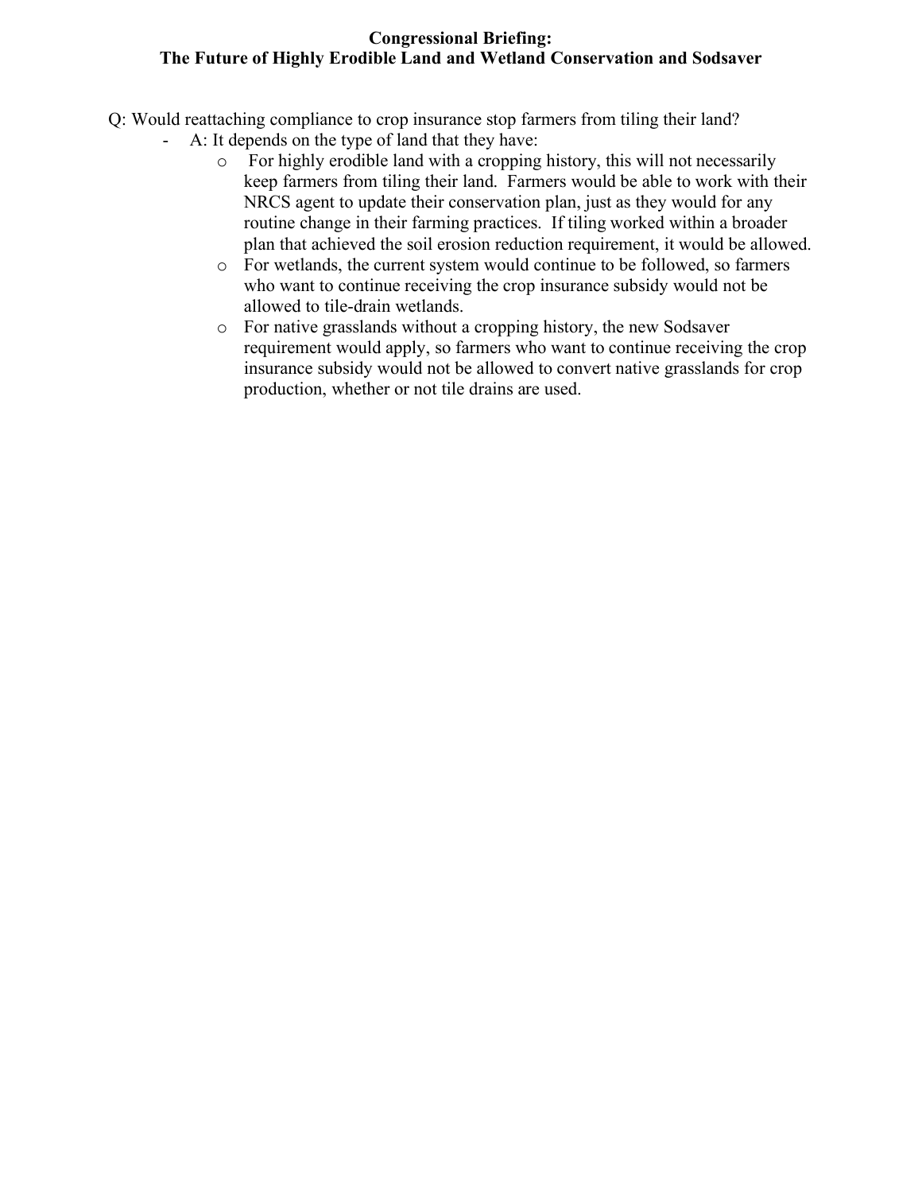**Congressional Briefing:**
**The Future of Highly Erodible Land and Wetland Conservation and Sodsaver**

Q: Would reattaching compliance to crop insurance stop farmers from tiling their land?

- A: It depends on the type of land that they have:
  - For highly erodible land with a cropping history, this will not necessarily keep farmers from tiling their land. Farmers would be able to work with their NRCS agent to update their conservation plan, just as they would for any routine change in their farming practices. If tiling worked within a broader plan that achieved the soil erosion reduction requirement, it would be allowed.
  - For wetlands, the current system would continue to be followed, so farmers who want to continue receiving the crop insurance subsidy would not be allowed to tile-drain wetlands.
  - For native grasslands without a cropping history, the new Sodsaver requirement would apply, so farmers who want to continue receiving the crop insurance subsidy would not be allowed to convert native grasslands for crop production, whether or not tile drains are used.